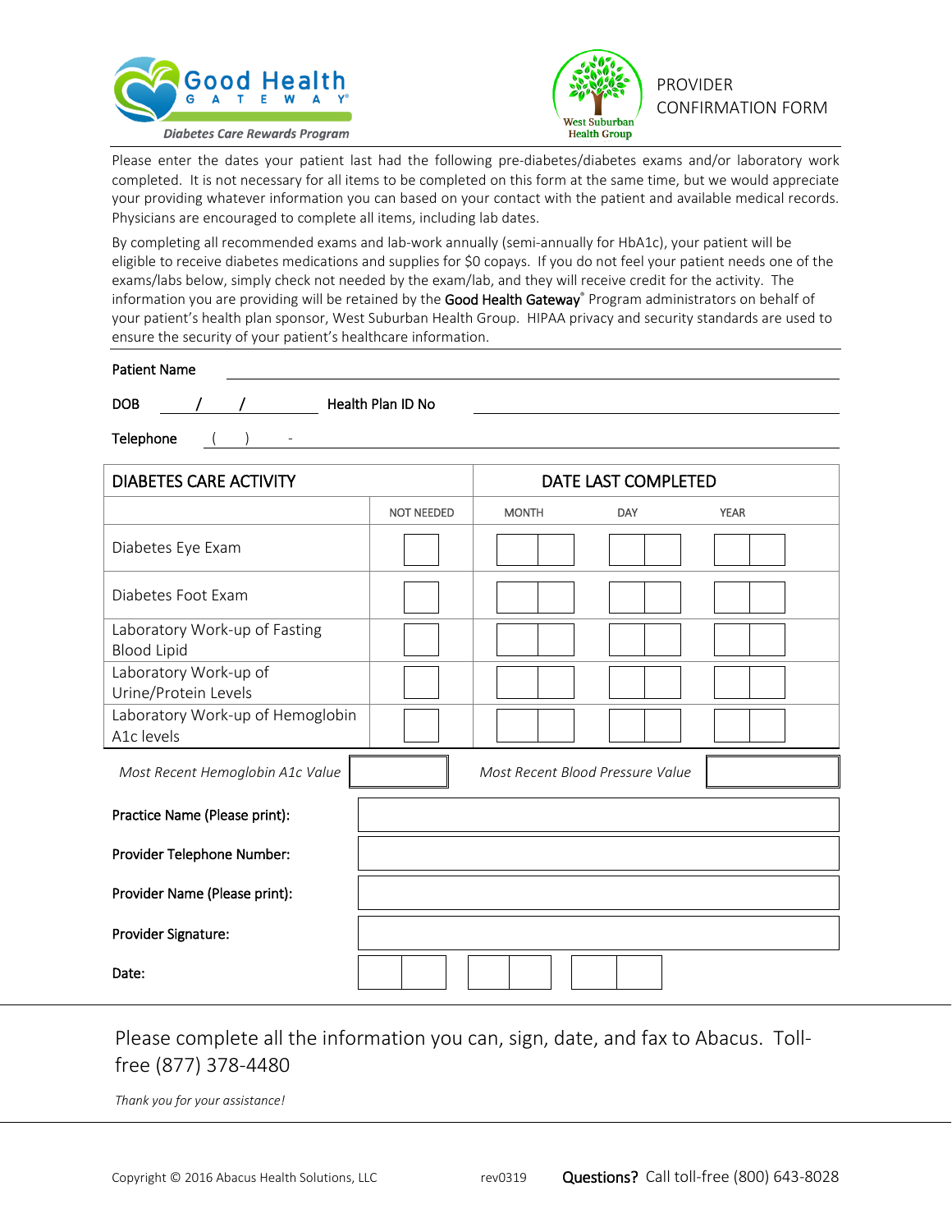Good Health GATEWAY®

*Diabetes Care Rewards Program*

West Suburban Health Group

# PROVIDER CONFIRMATION FORM

Please enter the dates your patient last had the following pre-diabetes/diabetes exams and/or laboratory work completed. It is not necessary for all items to be completed on this form at the same time, but we would appreciate your providing whatever information you can based on your contact with the patient and available medical records. Physicians are encouraged to complete all items, including lab dates.

By completing all recommended exams and lab-work annually (semi-annually for HbA1c), your patient will be eligible to receive diabetes medications and supplies for $0 copays. If you do not feel your patient needs one of the exams/labs below, simply check not needed by the exam/lab, and they will receive credit for the activity. The information you are providing will be retained by the **Good Health Gateway®** Program administrators on behalf of your patient's health plan sponsor, West Suburban Health Group. HIPAA privacy and security standards are used to ensure the security of your patient's healthcare information.

**Patient Name** ______________________________

**DOB** ____/____/________ **Health Plan ID No** ______________________________

**Telephone** (    )    - ______________________________

| DIABETES CARE ACTIVITY | | DATE LAST COMPLETED | | |
|---|---|---|---|---|
| | NOT NEEDED | MONTH | DAY | YEAR |
| Diabetes Eye Exam | ☐ | | | |
| Diabetes Foot Exam | ☐ | | | |
| Laboratory Work-up of Fasting Blood Lipid | ☐ | | | |
| Laboratory Work-up of Urine/Protein Levels | ☐ | | | |
| Laboratory Work-up of Hemoglobin A1c levels | ☐ | | | |

*Most Recent Hemoglobin A1c Value* __________ *Most Recent Blood Pressure Value* __________

**Practice Name (Please print):** ______________________________

**Provider Telephone Number:** ______________________________

**Provider Name (Please print):** ______________________________

**Provider Signature:** ______________________________

**Date:** ____ ____ ____

Please complete all the information you can, sign, date, and fax to Abacus. Toll-free (877) 378-4480

*Thank you for your assistance!*

Copyright © 2016 Abacus Health Solutions, LLC rev0319 **Questions?** Call toll-free (800) 643-8028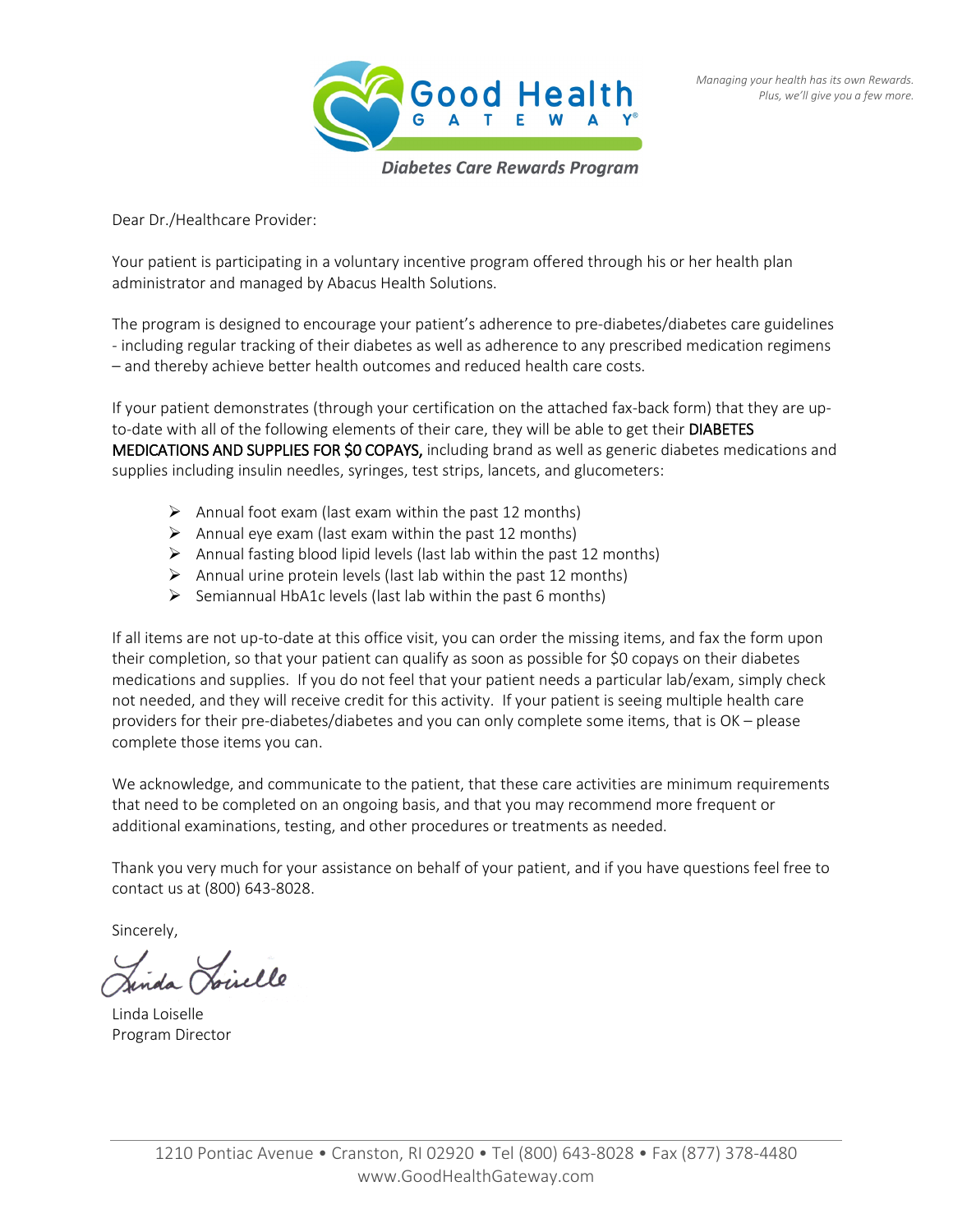Good Health Gateway®

*Managing your health has its own Rewards.*
*Plus, we'll give you a few more.*

***Diabetes Care Rewards Program***

Dear Dr./Healthcare Provider:

Your patient is participating in a voluntary incentive program offered through his or her health plan administrator and managed by Abacus Health Solutions.

The program is designed to encourage your patient's adherence to pre-diabetes/diabetes care guidelines - including regular tracking of their diabetes as well as adherence to any prescribed medication regimens – and thereby achieve better health outcomes and reduced health care costs.

If your patient demonstrates (through your certification on the attached fax-back form) that they are up-to-date with all of the following elements of their care, they will be able to get their DIABETES MEDICATIONS AND SUPPLIES FOR $0 COPAYS, including brand as well as generic diabetes medications and supplies including insulin needles, syringes, test strips, lancets, and glucometers:

- Annual foot exam (last exam within the past 12 months)
- Annual eye exam (last exam within the past 12 months)
- Annual fasting blood lipid levels (last lab within the past 12 months)
- Annual urine protein levels (last lab within the past 12 months)
- Semiannual HbA1c levels (last lab within the past 6 months)

If all items are not up-to-date at this office visit, you can order the missing items, and fax the form upon their completion, so that your patient can qualify as soon as possible for $0 copays on their diabetes medications and supplies. If you do not feel that your patient needs a particular lab/exam, simply check not needed, and they will receive credit for this activity. If your patient is seeing multiple health care providers for their pre-diabetes/diabetes and you can only complete some items, that is OK – please complete those items you can.

We acknowledge, and communicate to the patient, that these care activities are minimum requirements that need to be completed on an ongoing basis, and that you may recommend more frequent or additional examinations, testing, and other procedures or treatments as needed.

Thank you very much for your assistance on behalf of your patient, and if you have questions feel free to contact us at (800) 643-8028.

Sincerely,

Linda Loiselle

Linda Loiselle
Program Director

1210 Pontiac Avenue • Cranston, RI 02920 • Tel (800) 643-8028 • Fax (877) 378-4480
www.GoodHealthGateway.com